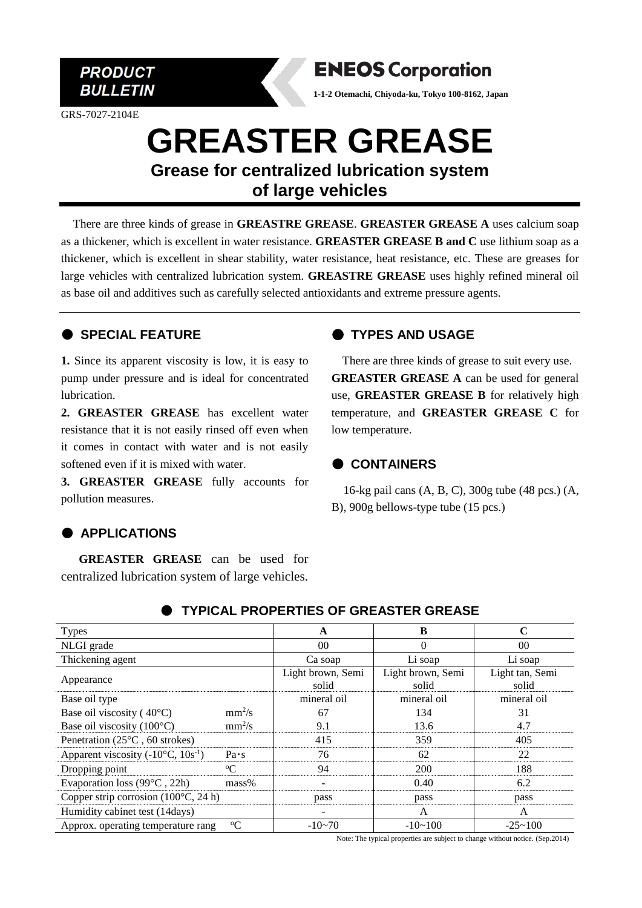**PRODUCT BULLETIN**

**ENEOS Corporation**

**1-1-2 Otemachi, Chiyoda-ku, Tokyo 100-8162, Japan**

GRS-7027-2104E

# GREASTER GREASE

## Grease for centralized lubrication system of large vehicles

There are three kinds of grease in **GREASTRE GREASE**. **GREASTER GREASE A** uses calcium soap as a thickener, which is excellent in water resistance. **GREASTER GREASE B and C** use lithium soap as a thickener, which is excellent in shear stability, water resistance, heat resistance, etc. These are greases for large vehicles with centralized lubrication system. **GREASTRE GREASE** uses highly refined mineral oil as base oil and additives such as carefully selected antioxidants and extreme pressure agents.

### ● SPECIAL FEATURE

**1.** Since its apparent viscosity is low, it is easy to pump under pressure and is ideal for concentrated lubrication.

**2. GREASTER GREASE** has excellent water resistance that it is not easily rinsed off even when it comes in contact with water and is not easily softened even if it is mixed with water.

**3. GREASTER GREASE** fully accounts for pollution measures.

### ● APPLICATIONS

**GREASTER GREASE** can be used for centralized lubrication system of large vehicles.

### ● TYPES AND USAGE

There are three kinds of grease to suit every use. **GREASTER GREASE A** can be used for general use, **GREASTER GREASE B** for relatively high temperature, and **GREASTER GREASE C** for low temperature.

### ● CONTAINERS

16-kg pail cans (A, B, C), 300g tube (48 pcs.) (A, B), 900g bellows-type tube (15 pcs.)

### ● TYPICAL PROPERTIES OF GREASTER GREASE

| Types | | A | B | C |
|---|---|---|---|---|
| NLGI grade | | 00 | 0 | 00 |
| Thickening agent | | Ca soap | Li soap | Li soap |
| Appearance | | Light brown, Semi solid | Light brown, Semi solid | Light tan, Semi solid |
| Base oil type | | mineral oil | mineral oil | mineral oil |
| Base oil viscosity ( 40°C) | $mm^2/s$ | 67 | 134 | 31 |
| Base oil viscosity (100°C) | $mm^2/s$ | 9.1 | 13.6 | 4.7 |
| Penetration (25°C , 60 strokes) | | 415 | 359 | 405 |
| Apparent viscosity (-10°C, $10s^{-1}$) | Pa･s | 76 | 62 | 22 |
| Dropping point | °C | 94 | 200 | 188 |
| Evaporation loss (99°C , 22h) | mass% | - | 0.40 | 6.2 |
| Copper strip corrosion (100°C, 24 h) | | pass | pass | pass |
| Humidity cabinet test (14days) | | - | A | A |
| Approx. operating temperature rang | °C | -10~70 | -10~100 | -25~100 |

Note: The typical properties are subject to change without notice. (Sep.2014)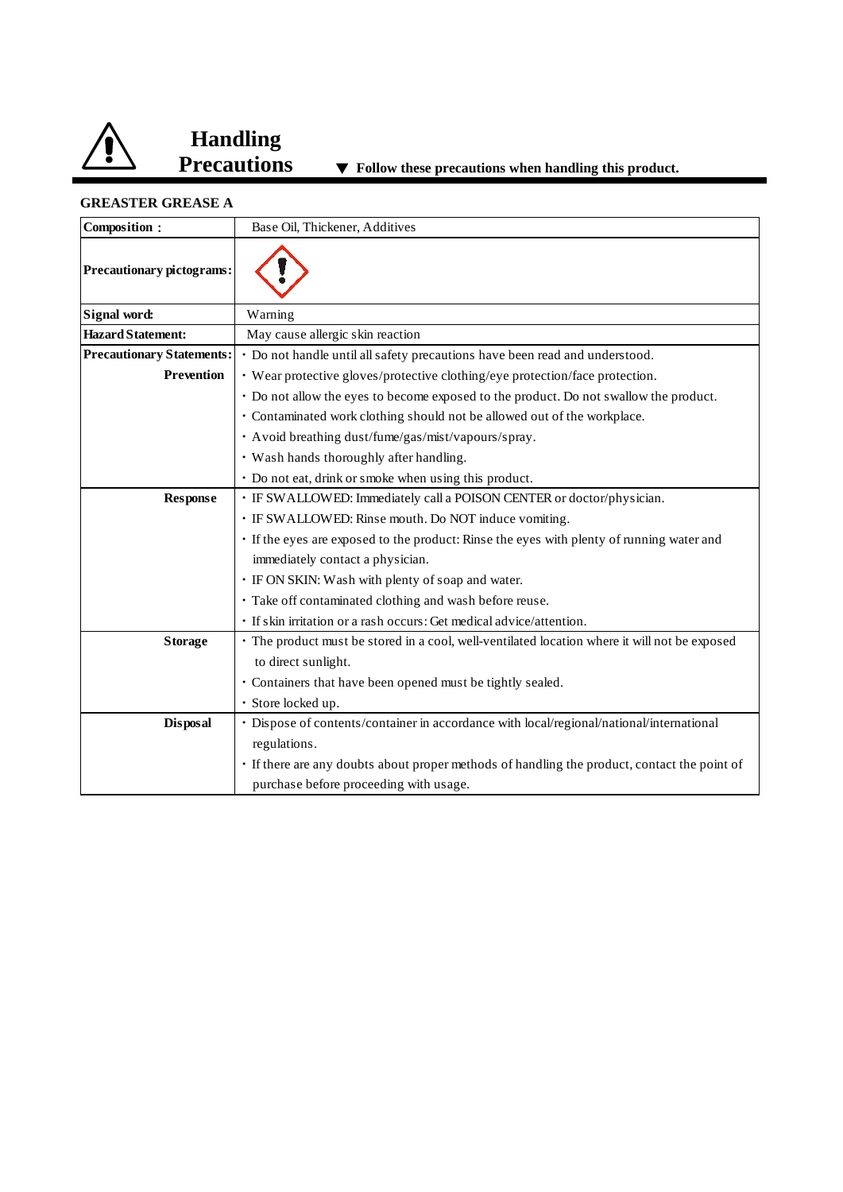# Handling Precautions

▼ **Follow these precautions when handling this product.**

**GREASTER GREASE A**

| | |
|---|---|
| **Composition：** | Base Oil, Thickener, Additives |
| **Precautionary pictograms:** | |
| **Signal word:** | Warning |
| **Hazard Statement:** | May cause allergic skin reaction |
| **Precautionary Statements:** **Prevention** | ・Do not handle until all safety precautions have been read and understood.<br>・Wear protective gloves/protective clothing/eye protection/face protection.<br>・Do not allow the eyes to become exposed to the product. Do not swallow the product.<br>・Contaminated work clothing should not be allowed out of the workplace.<br>・Avoid breathing dust/fume/gas/mist/vapours/spray.<br>・Wash hands thoroughly after handling.<br>・Do not eat, drink or smoke when using this product. |
| **Response** | ・IF SWALLOWED: Immediately call a POISON CENTER or doctor/physician.<br>・IF SWALLOWED: Rinse mouth. Do NOT induce vomiting.<br>・If the eyes are exposed to the product: Rinse the eyes with plenty of running water and immediately contact a physician.<br>・IF ON SKIN: Wash with plenty of soap and water.<br>・Take off contaminated clothing and wash before reuse.<br>・If skin irritation or a rash occurs: Get medical advice/attention. |
| **Storage** | ・The product must be stored in a cool, well-ventilated location where it will not be exposed to direct sunlight.<br>・Containers that have been opened must be tightly sealed.<br>・Store locked up. |
| **Disposal** | ・Dispose of contents/container in accordance with local/regional/national/international regulations.<br>・If there are any doubts about proper methods of handling the product, contact the point of purchase before proceeding with usage. |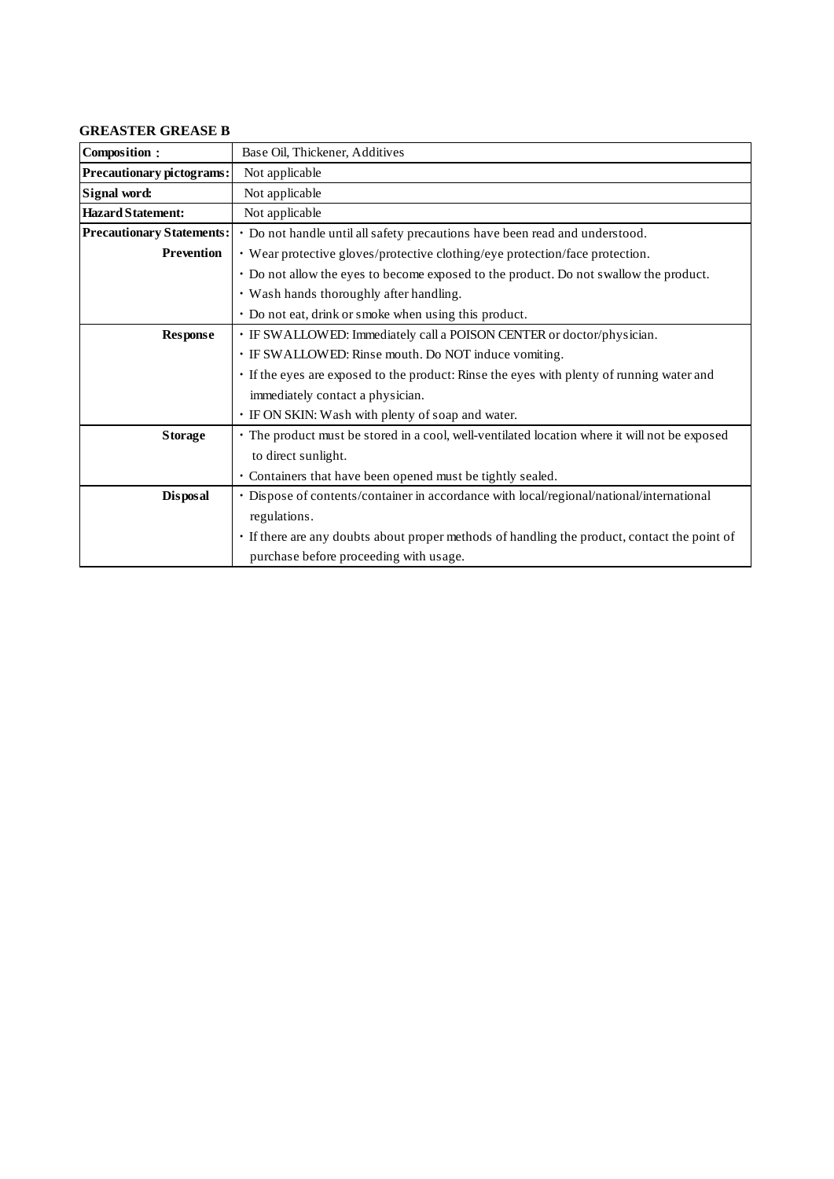**GREASTER GREASE B**

| **Composition：** | Base Oil, Thickener, Additives |
|---|---|
| **Precautionary pictograms:** | Not applicable |
| **Signal word:** | Not applicable |
| **Hazard Statement:** | Not applicable |
| **Precautionary Statements:** | ・Do not handle until all safety precautions have been read and understood. |
| **Prevention** | ・Wear protective gloves/protective clothing/eye protection/face protection. |
| | ・Do not allow the eyes to become exposed to the product. Do not swallow the product. |
| | ・Wash hands thoroughly after handling. |
| | ・Do not eat, drink or smoke when using this product. |
| **Response** | ・IF SWALLOWED: Immediately call a POISON CENTER or doctor/physician. |
| | ・IF SWALLOWED: Rinse mouth. Do NOT induce vomiting. |
| | ・If the eyes are exposed to the product: Rinse the eyes with plenty of running water and immediately contact a physician. |
| | ・IF ON SKIN: Wash with plenty of soap and water. |
| **Storage** | ・The product must be stored in a cool, well-ventilated location where it will not be exposed to direct sunlight. |
| | ・Containers that have been opened must be tightly sealed. |
| **Disposal** | ・Dispose of contents/container in accordance with local/regional/national/international regulations. |
| | ・If there are any doubts about proper methods of handling the product, contact the point of purchase before proceeding with usage. |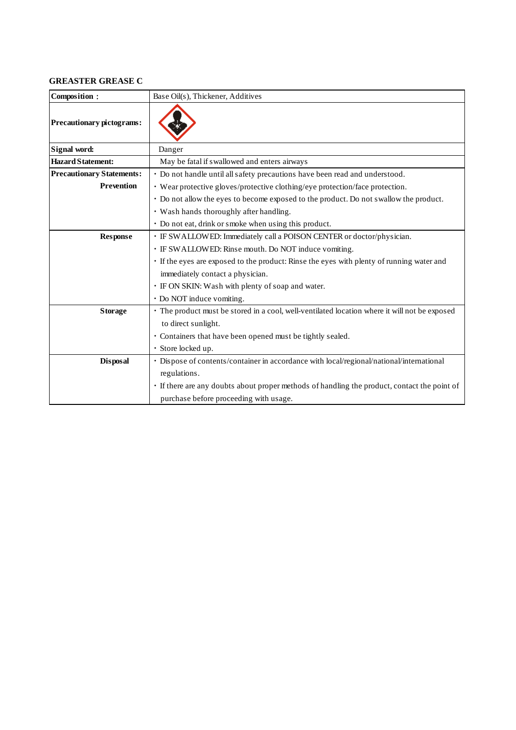**GREASTER GREASE C**

| | |
|---|---|
| **Composition :** | Base Oil(s), Thickener, Additives |
| **Precautionary pictograms:** | |
| **Signal word:** | Danger |
| **Hazard Statement:** | May be fatal if swallowed and enters airways |
| **Precautionary Statements:** **Prevention** | ・Do not handle until all safety precautions have been read and understood.<br>・Wear protective gloves/protective clothing/eye protection/face protection.<br>・Do not allow the eyes to become exposed to the product. Do not swallow the product.<br>・Wash hands thoroughly after handling.<br>・Do not eat, drink or smoke when using this product. |
| **Response** | ・IF SWALLOWED: Immediately call a POISON CENTER or doctor/physician.<br>・IF SWALLOWED: Rinse mouth. Do NOT induce vomiting.<br>・If the eyes are exposed to the product: Rinse the eyes with plenty of running water and immediately contact a physician.<br>・IF ON SKIN: Wash with plenty of soap and water.<br>・Do NOT induce vomiting. |
| **Storage** | ・The product must be stored in a cool, well-ventilated location where it will not be exposed to direct sunlight.<br>・Containers that have been opened must be tightly sealed.<br>・Store locked up. |
| **Disposal** | ・Dispose of contents/container in accordance with local/regional/national/international regulations.<br>・If there are any doubts about proper methods of handling the product, contact the point of purchase before proceeding with usage. |